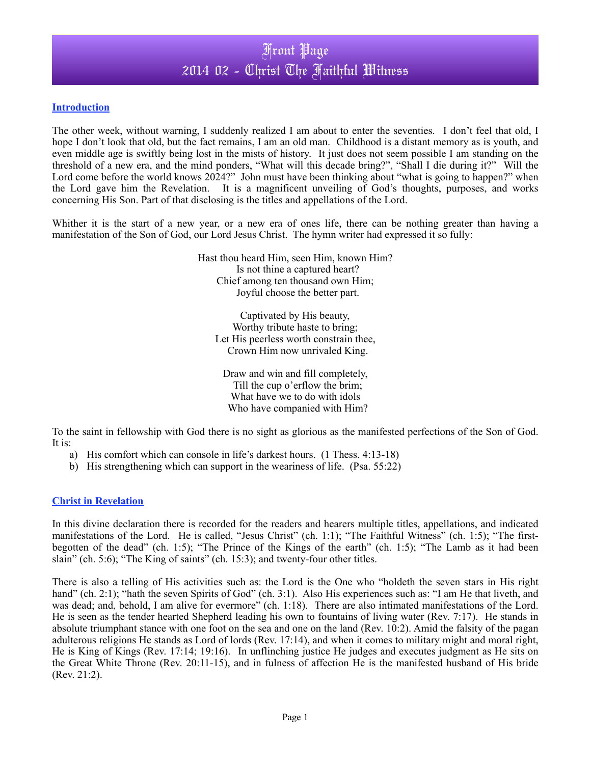# Front Page
# 2014 02 - Christ The Faithful Witness

## Introduction

The other week, without warning, I suddenly realized I am about to enter the seventies. I don't feel that old, I hope I don't look that old, but the fact remains, I am an old man. Childhood is a distant memory as is youth, and even middle age is swiftly being lost in the mists of history. It just does not seem possible I am standing on the threshold of a new era, and the mind ponders, "What will this decade bring?", "Shall I die during it?" Will the Lord come before the world knows 2024?" John must have been thinking about "what is going to happen?" when the Lord gave him the Revelation. It is a magnificent unveiling of God's thoughts, purposes, and works concerning His Son. Part of that disclosing is the titles and appellations of the Lord.

Whither it is the start of a new year, or a new era of ones life, there can be nothing greater than having a manifestation of the Son of God, our Lord Jesus Christ. The hymn writer had expressed it so fully:

Hast thou heard Him, seen Him, known Him?
Is not thine a captured heart?
Chief among ten thousand own Him;
Joyful choose the better part.

Captivated by His beauty,
Worthy tribute haste to bring;
Let His peerless worth constrain thee,
Crown Him now unrivaled King.

Draw and win and fill completely,
Till the cup o'erflow the brim;
What have we to do with idols
Who have companied with Him?

To the saint in fellowship with God there is no sight as glorious as the manifested perfections of the Son of God. It is:

a) His comfort which can console in life's darkest hours. (1 Thess. 4:13-18)
b) His strengthening which can support in the weariness of life. (Psa. 55:22)

## Christ in Revelation

In this divine declaration there is recorded for the readers and hearers multiple titles, appellations, and indicated manifestations of the Lord. He is called, "Jesus Christ" (ch. 1:1); "The Faithful Witness" (ch. 1:5); "The first-begotten of the dead" (ch. 1:5); "The Prince of the Kings of the earth" (ch. 1:5); "The Lamb as it had been slain" (ch. 5:6); "The King of saints" (ch. 15:3); and twenty-four other titles.

There is also a telling of His activities such as: the Lord is the One who "holdeth the seven stars in His right hand" (ch. 2:1); "hath the seven Spirits of God" (ch. 3:1). Also His experiences such as: "I am He that liveth, and was dead; and, behold, I am alive for evermore" (ch. 1:18). There are also intimated manifestations of the Lord. He is seen as the tender hearted Shepherd leading his own to fountains of living water (Rev. 7:17). He stands in absolute triumphant stance with one foot on the sea and one on the land (Rev. 10:2). Amid the falsity of the pagan adulterous religions He stands as Lord of lords (Rev. 17:14), and when it comes to military might and moral right, He is King of Kings (Rev. 17:14; 19:16). In unflinching justice He judges and executes judgment as He sits on the Great White Throne (Rev. 20:11-15), and in fulness of affection He is the manifested husband of His bride (Rev. 21:2).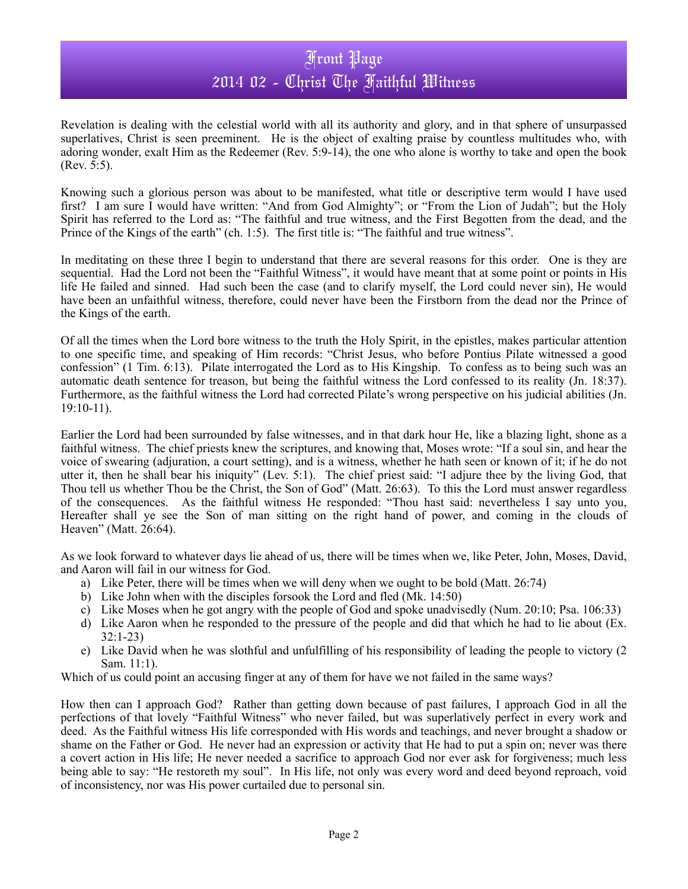# Front Page
## 2014 02 - Christ The Faithful Witness

Revelation is dealing with the celestial world with all its authority and glory, and in that sphere of unsurpassed superlatives, Christ is seen preeminent. He is the object of exalting praise by countless multitudes who, with adoring wonder, exalt Him as the Redeemer (Rev. 5:9-14), the one who alone is worthy to take and open the book (Rev. 5:5).

Knowing such a glorious person was about to be manifested, what title or descriptive term would I have used first? I am sure I would have written: "And from God Almighty"; or "From the Lion of Judah"; but the Holy Spirit has referred to the Lord as: "The faithful and true witness, and the First Begotten from the dead, and the Prince of the Kings of the earth" (ch. 1:5). The first title is: "The faithful and true witness".

In meditating on these three I begin to understand that there are several reasons for this order. One is they are sequential. Had the Lord not been the "Faithful Witness", it would have meant that at some point or points in His life He failed and sinned. Had such been the case (and to clarify myself, the Lord could never sin), He would have been an unfaithful witness, therefore, could never have been the Firstborn from the dead nor the Prince of the Kings of the earth.

Of all the times when the Lord bore witness to the truth the Holy Spirit, in the epistles, makes particular attention to one specific time, and speaking of Him records: "Christ Jesus, who before Pontius Pilate witnessed a good confession" (1 Tim. 6:13). Pilate interrogated the Lord as to His Kingship. To confess as to being such was an automatic death sentence for treason, but being the faithful witness the Lord confessed to its reality (Jn. 18:37). Furthermore, as the faithful witness the Lord had corrected Pilate's wrong perspective on his judicial abilities (Jn. 19:10-11).

Earlier the Lord had been surrounded by false witnesses, and in that dark hour He, like a blazing light, shone as a faithful witness. The chief priests knew the scriptures, and knowing that, Moses wrote: "If a soul sin, and hear the voice of swearing (adjuration, a court setting), and is a witness, whether he hath seen or known of it; if he do not utter it, then he shall bear his iniquity" (Lev. 5:1). The chief priest said: "I adjure thee by the living God, that Thou tell us whether Thou be the Christ, the Son of God" (Matt. 26:63). To this the Lord must answer regardless of the consequences. As the faithful witness He responded: "Thou hast said: nevertheless I say unto you, Hereafter shall ye see the Son of man sitting on the right hand of power, and coming in the clouds of Heaven" (Matt. 26:64).

As we look forward to whatever days lie ahead of us, there will be times when we, like Peter, John, Moses, David, and Aaron will fail in our witness for God.

a) Like Peter, there will be times when we will deny when we ought to be bold (Matt. 26:74)
b) Like John when with the disciples forsook the Lord and fled (Mk. 14:50)
c) Like Moses when he got angry with the people of God and spoke unadvisedly (Num. 20:10; Psa. 106:33)
d) Like Aaron when he responded to the pressure of the people and did that which he had to lie about (Ex. 32:1-23)
e) Like David when he was slothful and unfulfilling of his responsibility of leading the people to victory (2 Sam. 11:1).

Which of us could point an accusing finger at any of them for have we not failed in the same ways?

How then can I approach God? Rather than getting down because of past failures, I approach God in all the perfections of that lovely "Faithful Witness" who never failed, but was superlatively perfect in every work and deed. As the Faithful witness His life corresponded with His words and teachings, and never brought a shadow or shame on the Father or God. He never had an expression or activity that He had to put a spin on; never was there a covert action in His life; He never needed a sacrifice to approach God nor ever ask for forgiveness; much less being able to say: "He restoreth my soul". In His life, not only was every word and deed beyond reproach, void of inconsistency, nor was His power curtailed due to personal sin.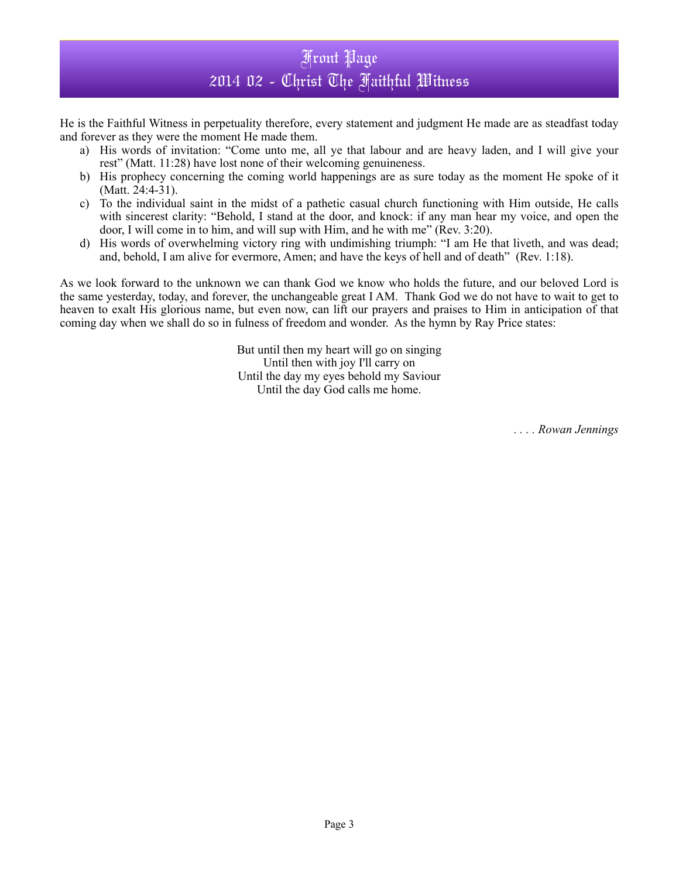# Front Page
# 2014 02 - Christ The Faithful Witness

He is the Faithful Witness in perpetuality therefore, every statement and judgment He made are as steadfast today and forever as they were the moment He made them.

a) His words of invitation: "Come unto me, all ye that labour and are heavy laden, and I will give your rest" (Matt. 11:28) have lost none of their welcoming genuineness.
b) His prophecy concerning the coming world happenings are as sure today as the moment He spoke of it (Matt. 24:4-31).
c) To the individual saint in the midst of a pathetic casual church functioning with Him outside, He calls with sincerest clarity: "Behold, I stand at the door, and knock: if any man hear my voice, and open the door, I will come in to him, and will sup with Him, and he with me" (Rev. 3:20).
d) His words of overwhelming victory ring with undimishing triumph: "I am He that liveth, and was dead; and, behold, I am alive for evermore, Amen; and have the keys of hell and of death" (Rev. 1:18).

As we look forward to the unknown we can thank God we know who holds the future, and our beloved Lord is the same yesterday, today, and forever, the unchangeable great I AM. Thank God we do not have to wait to get to heaven to exalt His glorious name, but even now, can lift our prayers and praises to Him in anticipation of that coming day when we shall do so in fulness of freedom and wonder. As the hymn by Ray Price states:

But until then my heart will go on singing
Until then with joy I'll carry on
Until the day my eyes behold my Saviour
Until the day God calls me home.

. . . . *Rowan Jennings*